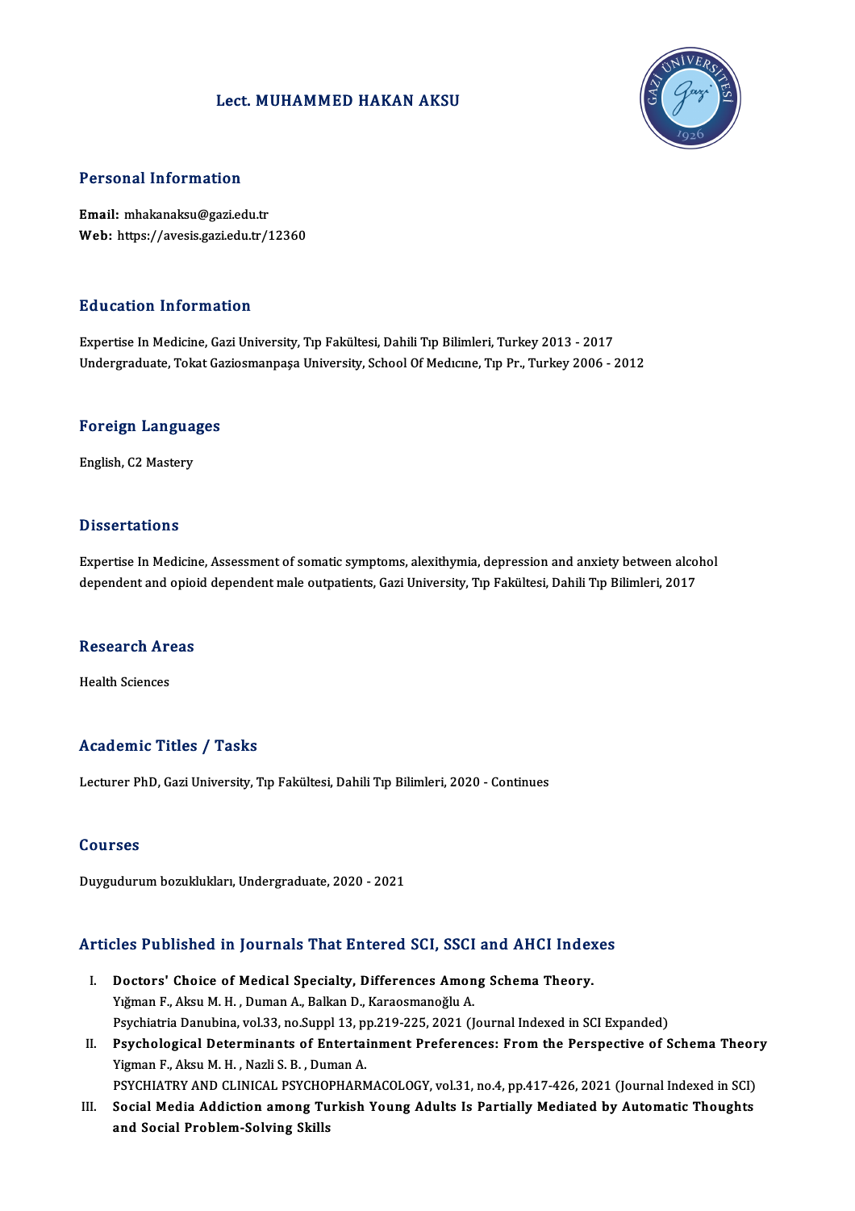# Lect. MUHAMMED HAKAN AKSU

## Personal Information

**Email:** mhakanaksu@gazi.edu.tr
**Web:** https://avesis.gazi.edu.tr/12360

## Education Information

Expertise In Medicine, Gazi University, Tıp Fakültesi, Dahili Tıp Bilimleri, Turkey 2013 - 2017
Undergraduate, Tokat Gaziosmanpaşa University, School Of Medıcıne, Tıp Pr., Turkey 2006 - 2012

## Foreign Languages

English, C2 Mastery

## Dissertations

Expertise In Medicine, Assessment of somatic symptoms, alexithymia, depression and anxiety between alcohol dependent and opioid dependent male outpatients, Gazi University, Tıp Fakültesi, Dahili Tıp Bilimleri, 2017

## Research Areas

Health Sciences

## Academic Titles / Tasks

Lecturer PhD, Gazi University, Tıp Fakültesi, Dahili Tıp Bilimleri, 2020 - Continues

## Courses

Duygudurum bozuklukları, Undergraduate, 2020 - 2021

## Articles Published in Journals That Entered SCI, SSCI and AHCI Indexes

I. **Doctors' Choice of Medical Specialty, Differences Among Schema Theory.**
   Yığman F., Aksu M. H. , Duman A., Balkan D., Karaosmanoğlu A.
   Psychiatria Danubina, vol.33, no.Suppl 13, pp.219-225, 2021 (Journal Indexed in SCI Expanded)
II. **Psychological Determinants of Entertainment Preferences: From the Perspective of Schema Theory**
   Yigman F., Aksu M. H. , Nazli S. B. , Duman A.
   PSYCHIATRY AND CLINICAL PSYCHOPHARMACOLOGY, vol.31, no.4, pp.417-426, 2021 (Journal Indexed in SCI)
III. **Social Media Addiction among Turkish Young Adults Is Partially Mediated by Automatic Thoughts and Social Problem-Solving Skills**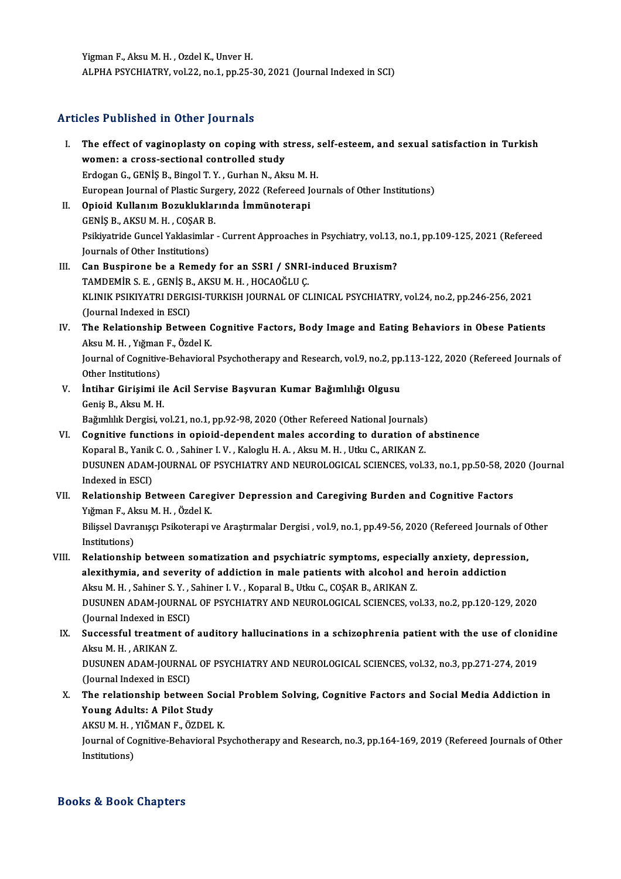Yigman F., Aksu M. H. , Ozdel K., Unver H.
ALPHA PSYCHIATRY, vol.22, no.1, pp.25-30, 2021 (Journal Indexed in SCI)

## Articles Published in Other Journals

I. **The effect of vaginoplasty on coping with stress, self-esteem, and sexual satisfaction in Turkish women: a cross-sectional controlled study**
Erdogan G., GENİŞ B., Bingol T. Y. , Gurhan N., Aksu M. H.
European Journal of Plastic Surgery, 2022 (Refereed Journals of Other Institutions)

II. **Opioid Kullanım Bozukluklarında İmmünoterapi**
GENİŞ B., AKSU M. H. , COŞAR B.
Psikiyatride Guncel Yaklasimlar - Current Approaches in Psychiatry, vol.13, no.1, pp.109-125, 2021 (Refereed Journals of Other Institutions)

III. **Can Buspirone be a Remedy for an SSRI / SNRI-induced Bruxism?**
TAMDEMİR S. E. , GENİŞ B., AKSU M. H. , HOCAOĞLU Ç.
KLINIK PSIKIYATRI DERGISI-TURKISH JOURNAL OF CLINICAL PSYCHIATRY, vol.24, no.2, pp.246-256, 2021 (Journal Indexed in ESCI)

IV. **The Relationship Between Cognitive Factors, Body Image and Eating Behaviors in Obese Patients**
Aksu M. H. , Yığman F., Özdel K.
Journal of Cognitive-Behavioral Psychotherapy and Research, vol.9, no.2, pp.113-122, 2020 (Refereed Journals of Other Institutions)

V. **İntihar Girişimi ile Acil Servise Başvuran Kumar Bağımlılığı Olgusu**
Geniş B., Aksu M. H.
Bağımlılık Dergisi, vol.21, no.1, pp.92-98, 2020 (Other Refereed National Journals)

VI. **Cognitive functions in opioid-dependent males according to duration of abstinence**
Koparal B., Yanik C. O. , Sahiner I. V. , Kaloglu H. A. , Aksu M. H. , Utku C., ARIKAN Z.
DUSUNEN ADAM-JOURNAL OF PSYCHIATRY AND NEUROLOGICAL SCIENCES, vol.33, no.1, pp.50-58, 2020 (Journal Indexed in ESCI)

VII. **Relationship Between Caregiver Depression and Caregiving Burden and Cognitive Factors**
Yığman F., Aksu M. H. , Özdel K.
Bilişsel Davranışçı Psikoterapi ve Araştırmalar Dergisi , vol.9, no.1, pp.49-56, 2020 (Refereed Journals of Other Institutions)

VIII. **Relationship between somatization and psychiatric symptoms, especially anxiety, depression, alexithymia, and severity of addiction in male patients with alcohol and heroin addiction**
Aksu M. H. , Sahiner S. Y. , Sahiner I. V. , Koparal B., Utku C., COŞAR B., ARIKAN Z.
DUSUNEN ADAM-JOURNAL OF PSYCHIATRY AND NEUROLOGICAL SCIENCES, vol.33, no.2, pp.120-129, 2020 (Journal Indexed in ESCI)

IX. **Successful treatment of auditory hallucinations in a schizophrenia patient with the use of clonidine**
Aksu M. H. , ARIKAN Z.
DUSUNEN ADAM-JOURNAL OF PSYCHIATRY AND NEUROLOGICAL SCIENCES, vol.32, no.3, pp.271-274, 2019 (Journal Indexed in ESCI)

X. **The relationship between Social Problem Solving, Cognitive Factors and Social Media Addiction in Young Adults: A Pilot Study**
AKSU M. H. , YIĞMAN F., ÖZDEL K.
Journal of Cognitive-Behavioral Psychotherapy and Research, no.3, pp.164-169, 2019 (Refereed Journals of Other Institutions)

## Books & Book Chapters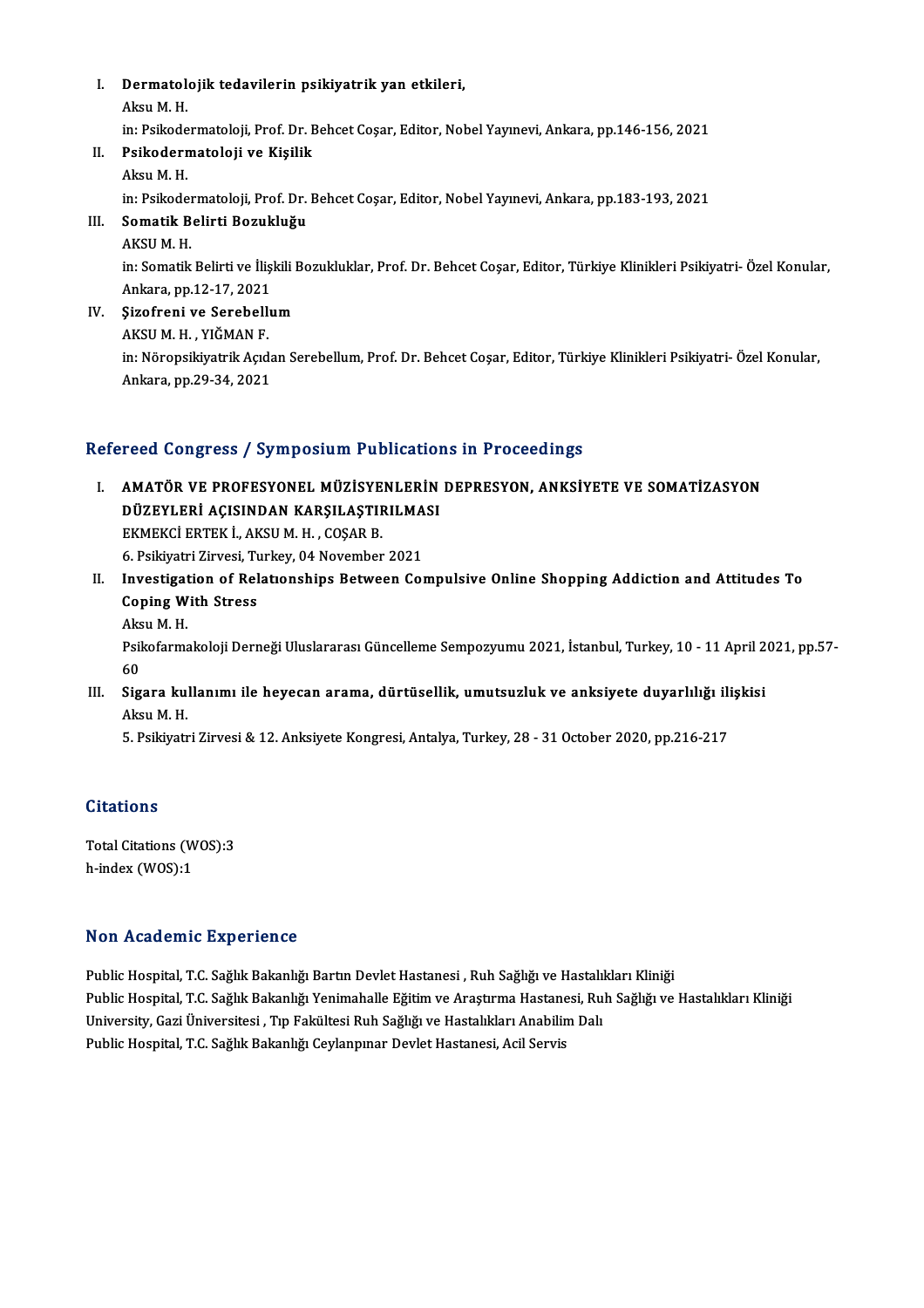I. **Dermatolojik tedavilerin psikiyatrik yan etkileri,**
   Aksu M. H.
   in: Psikodermatoloji, Prof. Dr. Behcet Coşar, Editor, Nobel Yayınevi, Ankara, pp.146-156, 2021

II. **Psikodermatoloji ve Kişilik**
   Aksu M. H.
   in: Psikodermatoloji, Prof. Dr. Behcet Coşar, Editor, Nobel Yayınevi, Ankara, pp.183-193, 2021

III. **Somatik Belirti Bozukluğu**
   AKSU M. H.
   in: Somatik Belirti ve İlişkili Bozukluklar, Prof. Dr. Behcet Coşar, Editor, Türkiye Klinikleri Psikiyatri- Özel Konular, Ankara, pp.12-17, 2021

IV. **Şizofreni ve Serebellum**
   AKSU M. H. , YIĞMAN F.
   in: Nöropsikiyatrik Açıdan Serebellum, Prof. Dr. Behcet Coşar, Editor, Türkiye Klinikleri Psikiyatri- Özel Konular, Ankara, pp.29-34, 2021

## Refereed Congress / Symposium Publications in Proceedings

I. **AMATÖR VE PROFESYONEL MÜZİSYENLERİN DEPRESYON, ANKSİYETE VE SOMATİZASYON DÜZEYLERİ AÇISINDAN KARŞILAŞTIRILMASI**
   EKMEKCİ ERTEK İ., AKSU M. H. , COŞAR B.
   6. Psikiyatri Zirvesi, Turkey, 04 November 2021

II. **Investigation of Relatıonships Between Compulsive Online Shopping Addiction and Attitudes To Coping With Stress**
   Aksu M. H.
   Psikofarmakoloji Derneği Uluslararası Güncelleme Sempozyumu 2021, İstanbul, Turkey, 10 - 11 April 2021, pp.57-60

III. **Sigara kullanımı ile heyecan arama, dürtüsellik, umutsuzluk ve anksiyete duyarlılığı ilişkisi**
   Aksu M. H.
   5. Psikiyatri Zirvesi & 12. Anksiyete Kongresi, Antalya, Turkey, 28 - 31 October 2020, pp.216-217

## Citations

Total Citations (WOS):3
h-index (WOS):1

## Non Academic Experience

Public Hospital, T.C. Sağlık Bakanlığı Bartın Devlet Hastanesi , Ruh Sağlığı ve Hastalıkları Kliniği
Public Hospital, T.C. Sağlık Bakanlığı Yenimahalle Eğitim ve Araştırma Hastanesi, Ruh Sağlığı ve Hastalıkları Kliniği
University, Gazi Üniversitesi , Tıp Fakültesi Ruh Sağlığı ve Hastalıkları Anabilim Dalı
Public Hospital, T.C. Sağlık Bakanlığı Ceylanpınar Devlet Hastanesi, Acil Servis